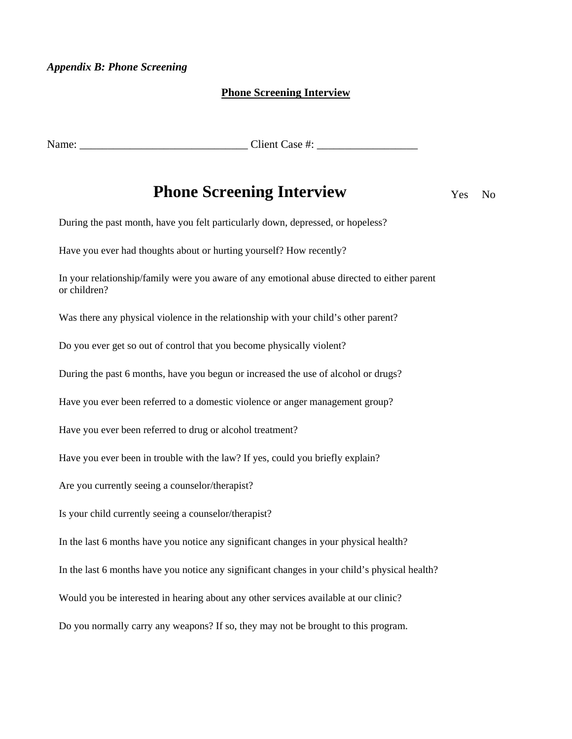*Appendix B: Phone Screening*

**Phone Screening Interview**

Name: ______________________________ Client Case #: __________________

# Phone Screening Interview

| Question | Yes | No |
|---|---|---|
| During the past month, have you felt particularly down, depressed, or hopeless? | | |
| Have you ever had thoughts about or hurting yourself? How recently? | | |
| In your relationship/family were you aware of any emotional abuse directed to either parent or children? | | |
| Was there any physical violence in the relationship with your child's other parent? | | |
| Do you ever get so out of control that you become physically violent? | | |
| During the past 6 months, have you begun or increased the use of alcohol or drugs? | | |
| Have you ever been referred to a domestic violence or anger management group? | | |
| Have you ever been referred to drug or alcohol treatment? | | |
| Have you ever been in trouble with the law? If yes, could you briefly explain? | | |
| Are you currently seeing a counselor/therapist? | | |
| Is your child currently seeing a counselor/therapist? | | |
| In the last 6 months have you notice any significant changes in your physical health? | | |
| In the last 6 months have you notice any significant changes in your child's physical health? | | |
| Would you be interested in hearing about any other services available at our clinic? | | |
| Do you normally carry any weapons? If so, they may not be brought to this program. | | |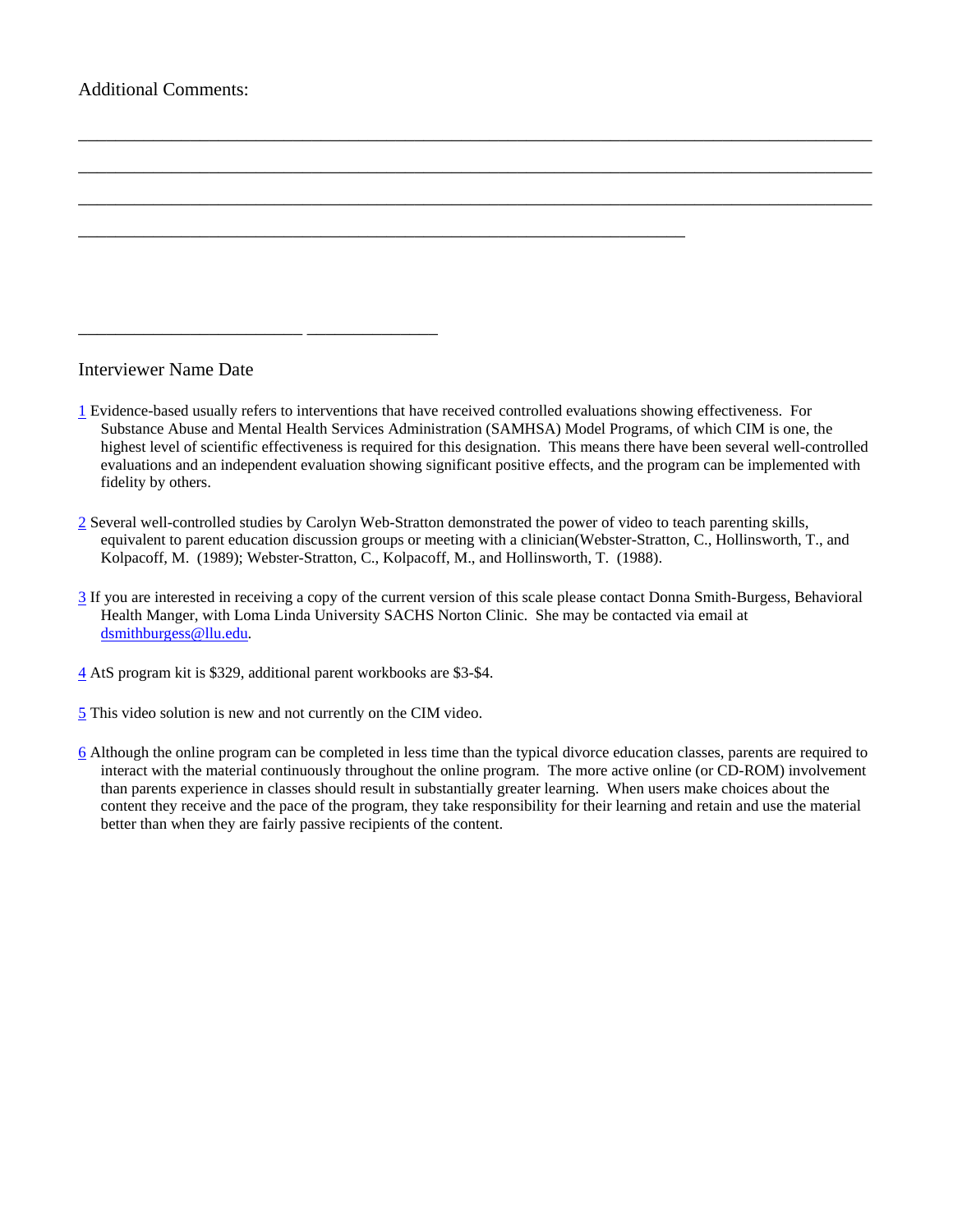Additional Comments:

\_\_\_\_\_\_\_\_\_\_\_\_\_\_\_\_\_\_\_\_\_\_\_\_\_\_\_\_\_\_\_\_\_\_\_\_\_\_\_\_\_\_\_\_\_\_\_\_\_\_\_\_\_\_\_\_\_\_\_\_\_\_\_\_\_\_\_\_\_\_\_\_\_\_\_\_\_\_\_\_

\_\_\_\_\_\_\_\_\_\_\_\_\_\_\_\_\_\_\_\_\_\_\_\_\_\_\_\_\_\_\_\_\_\_\_\_\_\_\_\_\_\_\_\_\_\_\_\_\_\_\_\_\_\_\_\_\_\_\_\_\_\_\_\_\_\_\_\_\_\_\_\_\_\_\_\_\_\_\_\_

\_\_\_\_\_\_\_\_\_\_\_\_\_\_\_\_\_\_\_\_\_\_\_\_\_\_\_\_\_\_\_\_\_\_\_\_\_\_\_\_\_\_\_\_\_\_\_\_\_\_\_\_\_\_\_\_\_\_\_\_\_\_\_\_\_\_\_\_\_\_\_\_\_\_\_\_\_\_\_\_

\_\_\_\_\_\_\_\_\_\_\_\_\_\_\_\_\_\_\_\_\_\_\_\_\_\_\_\_\_\_\_\_\_\_\_\_\_\_\_\_\_\_\_\_\_\_\_\_\_\_\_\_\_\_\_\_\_\_\_\_\_\_\_

\_\_\_\_\_\_\_\_\_\_\_\_\_\_\_\_\_\_\_\_\_\_\_\_\_\_ \_\_\_\_\_\_\_\_\_\_\_\_\_\_\_

Interviewer Name Date

1 Evidence-based usually refers to interventions that have received controlled evaluations showing effectiveness. For Substance Abuse and Mental Health Services Administration (SAMHSA) Model Programs, of which CIM is one, the highest level of scientific effectiveness is required for this designation. This means there have been several well-controlled evaluations and an independent evaluation showing significant positive effects, and the program can be implemented with fidelity by others.

2 Several well-controlled studies by Carolyn Web-Stratton demonstrated the power of video to teach parenting skills, equivalent to parent education discussion groups or meeting with a clinician(Webster-Stratton, C., Hollinsworth, T., and Kolpacoff, M. (1989); Webster-Stratton, C., Kolpacoff, M., and Hollinsworth, T. (1988).

3 If you are interested in receiving a copy of the current version of this scale please contact Donna Smith-Burgess, Behavioral Health Manger, with Loma Linda University SACHS Norton Clinic. She may be contacted via email at dsmithburgess@llu.edu.

4 AtS program kit is $329, additional parent workbooks are $3-$4.

5 This video solution is new and not currently on the CIM video.

6 Although the online program can be completed in less time than the typical divorce education classes, parents are required to interact with the material continuously throughout the online program. The more active online (or CD-ROM) involvement than parents experience in classes should result in substantially greater learning. When users make choices about the content they receive and the pace of the program, they take responsibility for their learning and retain and use the material better than when they are fairly passive recipients of the content.